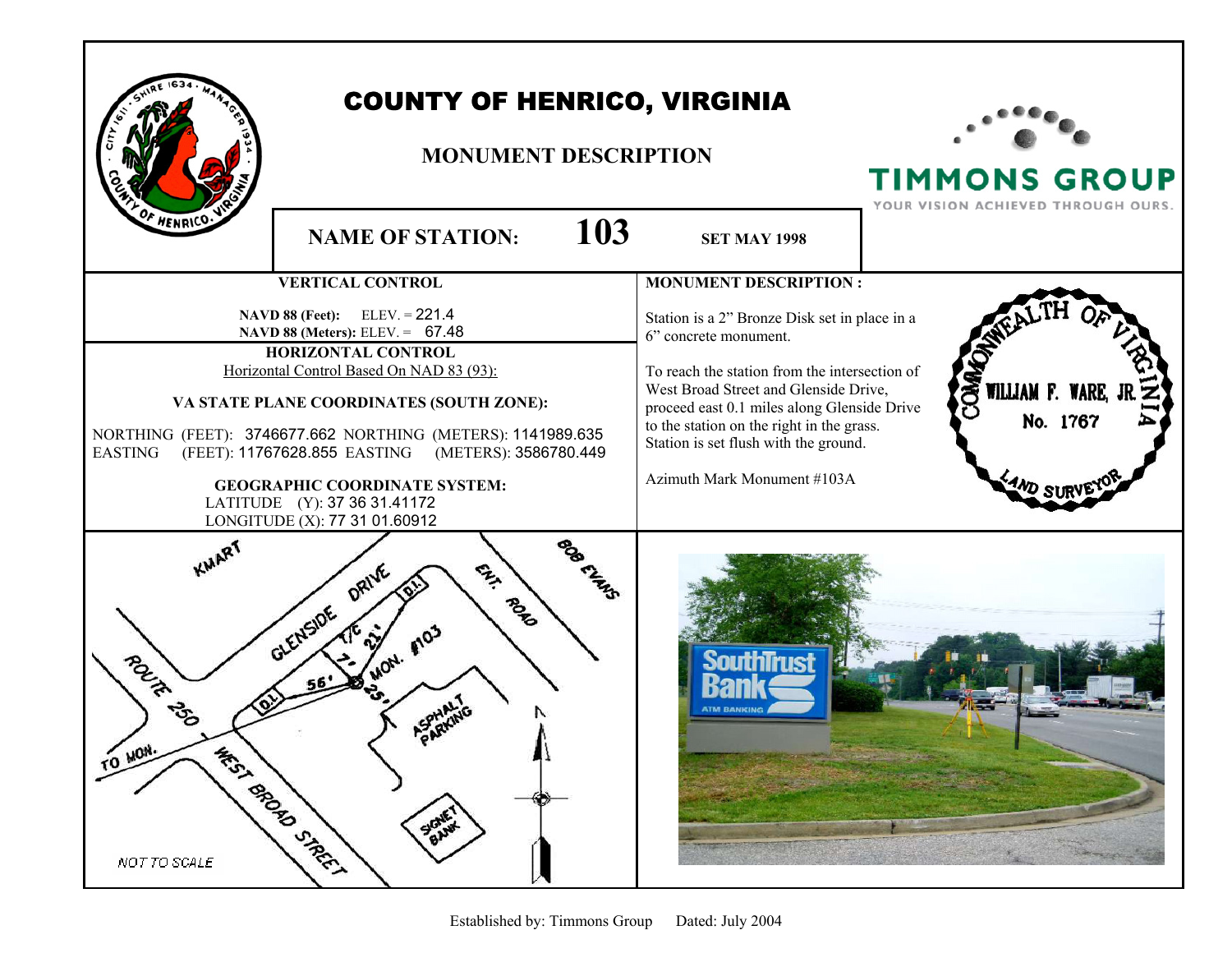# COUNTY OF HENRICO, VIRGINIA

## MONUMENT DESCRIPTION

TIMMONS GROUP
YOUR VISION ACHIEVED THROUGH OURS.

**NAME OF STATION: 103** **SET MAY 1998**

### VERTICAL CONTROL

**NAVD 88 (Feet):** ELEV. = 221.4
**NAVD 88 (Meters):** ELEV. = 67.48

### HORIZONTAL CONTROL

Horizontal Control Based On NAD 83 (93):

**VA STATE PLANE COORDINATES (SOUTH ZONE):**

NORTHING (FEET): 3746677.662 NORTHING (METERS): 1141989.635
EASTING (FEET): 11767628.855 EASTING (METERS): 3586780.449

**GEOGRAPHIC COORDINATE SYSTEM:**

LATITUDE (Y): 37 36 31.41172
LONGITUDE (X): 77 31 01.60912

### MONUMENT DESCRIPTION:

Station is a 2" Bronze Disk set in place in a 6" concrete monument.

To reach the station from the intersection of West Broad Street and Glenside Drive, proceed east 0.1 miles along Glenside Drive to the station on the right in the grass. Station is set flush with the ground.

Azimuth Mark Monument #103A

COMMONWEALTH OF VIRGINIA
WILLIAM F. WARE, JR.
No. 1767
LAND SURVEYOR

KMART
GLENSIDE DRIVE
ENT. ROAD
BOB EVANS
T/C 21' 7'
MON. #103
0.1 56' 25' 0.1
ROUTE 250
ASPHALT PARKING
TO MON.
WEST BROAD STREET
SIGNET BANK
NOT TO SCALE

Established by: Timmons Group Dated: July 2004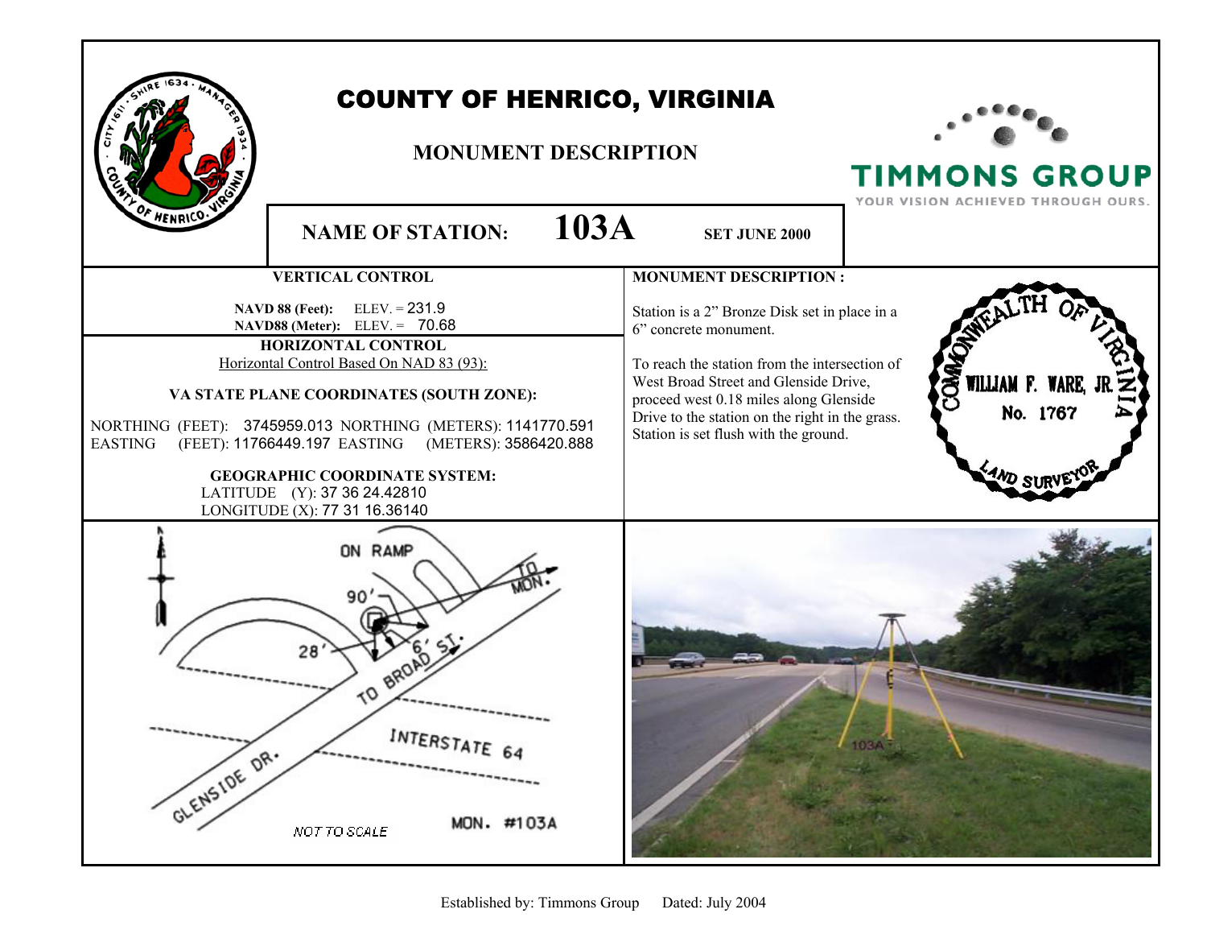# COUNTY OF HENRICO, VIRGINIA

## MONUMENT DESCRIPTION

TIMMONS GROUP
YOUR VISION ACHIEVED THROUGH OURS.

**NAME OF STATION: 103A** **SET JUNE 2000**

### VERTICAL CONTROL

**NAVD 88 (Feet):** ELEV. = 231.9
**NAVD88 (Meter):** ELEV. = 70.68

### HORIZONTAL CONTROL

Horizontal Control Based On NAD 83 (93):

**VA STATE PLANE COORDINATES (SOUTH ZONE):**

NORTHING (FEET): 3745959.013 NORTHING (METERS): 1141770.591
EASTING (FEET): 11766449.197 EASTING (METERS): 3586420.888

**GEOGRAPHIC COORDINATE SYSTEM:**

LATITUDE (Y): 37 36 24.42810
LONGITUDE (X): 77 31 16.36140

### MONUMENT DESCRIPTION :

Station is a 2" Bronze Disk set in place in a 6" concrete monument.

To reach the station from the intersection of West Broad Street and Glenside Drive, proceed west 0.18 miles along Glenside Drive to the station on the right in the grass. Station is set flush with the ground.

COMMONWEALTH OF VIRGINIA
WILLIAM F. WARE, JR.
No. 1767
LAND SURVEYOR

ON RAMP
90'
TO MON.
28'
6'
TO BROAD ST.
INTERSTATE 64
GLENSIDE DR.
NOT TO SCALE
MON. #103A

103A

Established by: Timmons Group Dated: July 2004